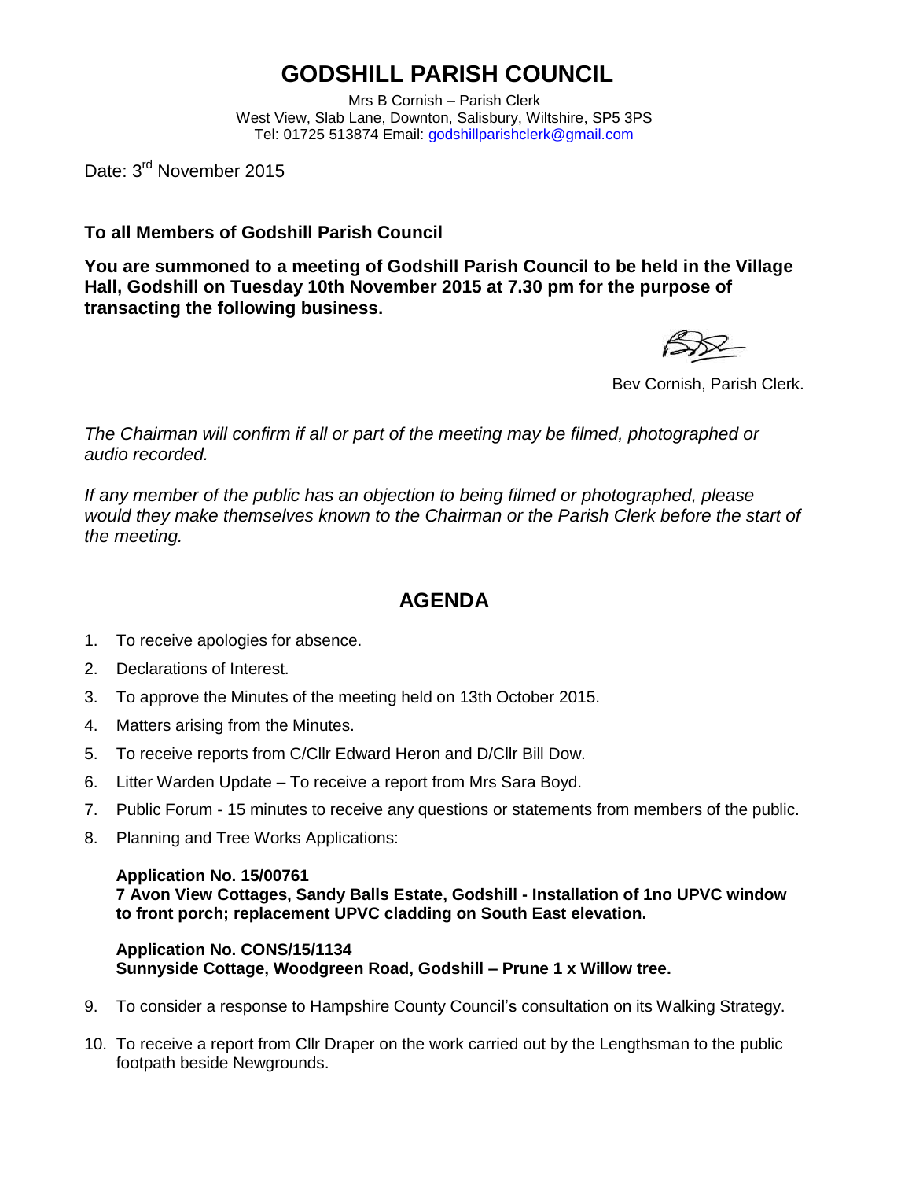# GODSHILL PARISH COUNCIL

Mrs B Cornish – Parish Clerk
West View, Slab Lane, Downton, Salisbury, Wiltshire, SP5 3PS
Tel: 01725 513874 Email: godshillparishclerk@gmail.com

Date: 3rd November 2015

**To all Members of Godshill Parish Council**

**You are summoned to a meeting of Godshill Parish Council to be held in the Village Hall, Godshill on Tuesday 10th November 2015 at 7.30 pm for the purpose of transacting the following business.**

Bev Cornish, Parish Clerk.

*The Chairman will confirm if all or part of the meeting may be filmed, photographed or audio recorded.*

*If any member of the public has an objection to being filmed or photographed, please would they make themselves known to the Chairman or the Parish Clerk before the start of the meeting.*

## AGENDA

1. To receive apologies for absence.
2. Declarations of Interest.
3. To approve the Minutes of the meeting held on 13th October 2015.
4. Matters arising from the Minutes.
5. To receive reports from C/Cllr Edward Heron and D/Cllr Bill Dow.
6. Litter Warden Update – To receive a report from Mrs Sara Boyd.
7. Public Forum - 15 minutes to receive any questions or statements from members of the public.
8. Planning and Tree Works Applications:

   **Application No. 15/00761**
   **7 Avon View Cottages, Sandy Balls Estate, Godshill - Installation of 1no UPVC window to front porch; replacement UPVC cladding on South East elevation.**

   **Application No. CONS/15/1134**
   **Sunnyside Cottage, Woodgreen Road, Godshill – Prune 1 x Willow tree.**

9. To consider a response to Hampshire County Council's consultation on its Walking Strategy.
10. To receive a report from Cllr Draper on the work carried out by the Lengthsman to the public footpath beside Newgrounds.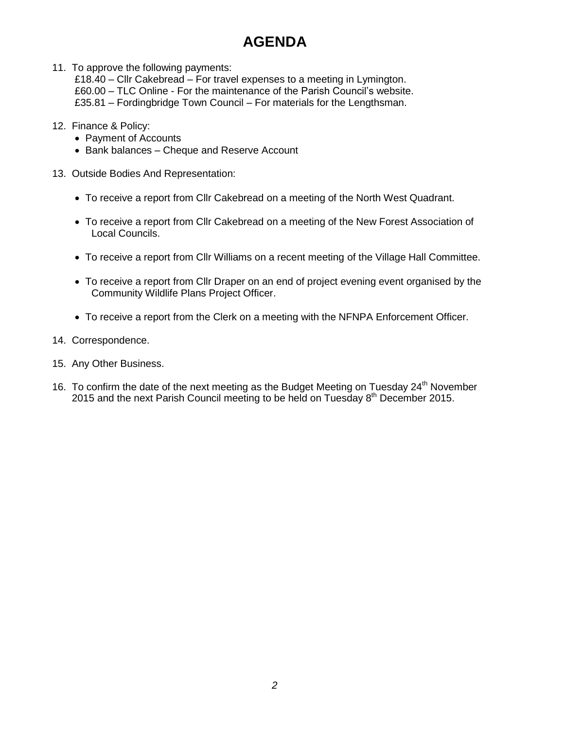# AGENDA

11. To approve the following payments:
    £18.40 – Cllr Cakebread – For travel expenses to a meeting in Lymington.
    £60.00 – TLC Online - For the maintenance of the Parish Council's website.
    £35.81 – Fordingbridge Town Council – For materials for the Lengthsman.

12. Finance & Policy:
    - Payment of Accounts
    - Bank balances – Cheque and Reserve Account

13. Outside Bodies And Representation:
    - To receive a report from Cllr Cakebread on a meeting of the North West Quadrant.
    - To receive a report from Cllr Cakebread on a meeting of the New Forest Association of Local Councils.
    - To receive a report from Cllr Williams on a recent meeting of the Village Hall Committee.
    - To receive a report from Cllr Draper on an end of project evening event organised by the Community Wildlife Plans Project Officer.
    - To receive a report from the Clerk on a meeting with the NFNPA Enforcement Officer.

14. Correspondence.

15. Any Other Business.

16. To confirm the date of the next meeting as the Budget Meeting on Tuesday 24th November 2015 and the next Parish Council meeting to be held on Tuesday 8th December 2015.